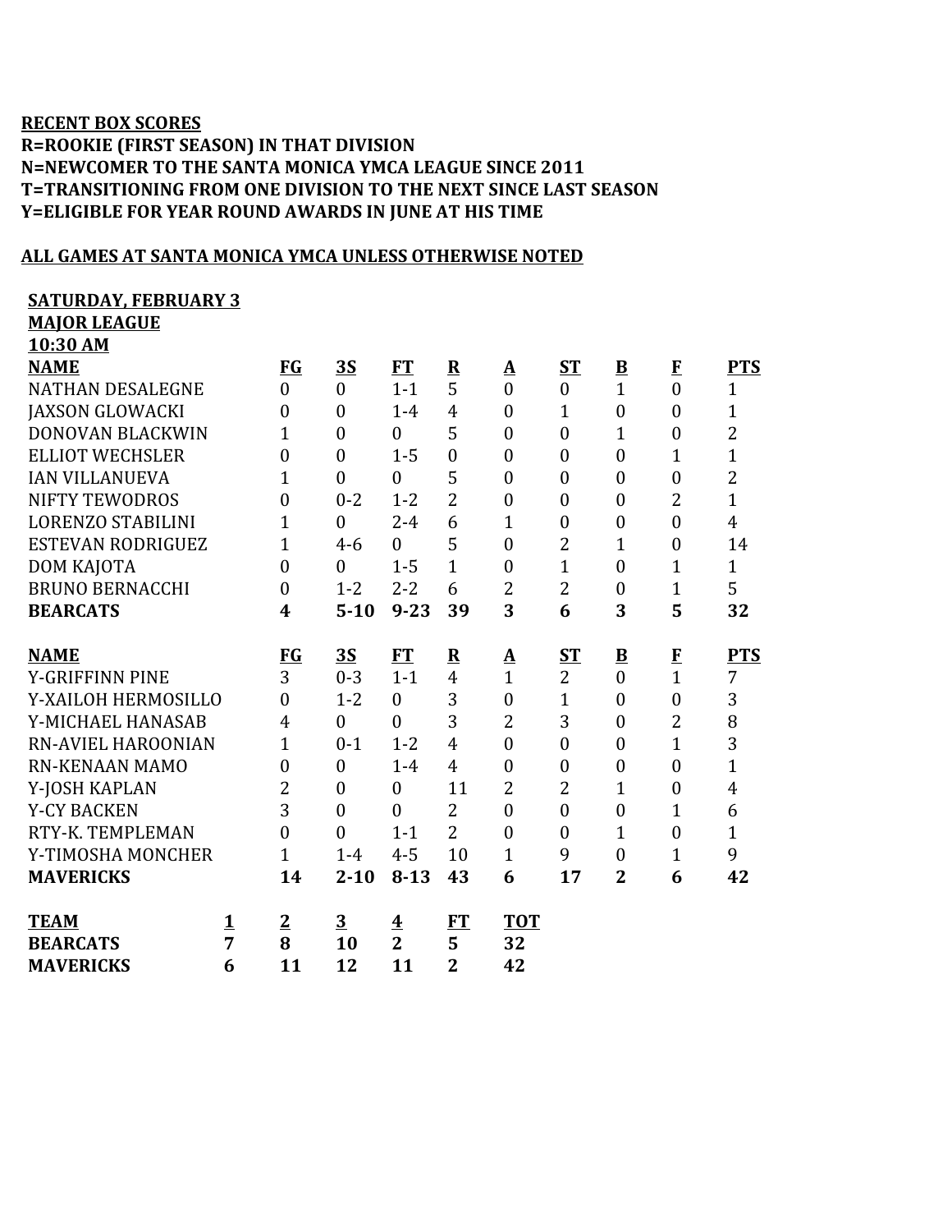**RECENT BOX SCORES**
**R=ROOKIE (FIRST SEASON) IN THAT DIVISION**
**N=NEWCOMER TO THE SANTA MONICA YMCA LEAGUE SINCE 2011**
**T=TRANSITIONING FROM ONE DIVISION TO THE NEXT SINCE LAST SEASON**
**Y=ELIGIBLE FOR YEAR ROUND AWARDS IN JUNE AT HIS TIME**

**ALL GAMES AT SANTA MONICA YMCA UNLESS OTHERWISE NOTED**

**SATURDAY, FEBRUARY 3**
**MAJOR LEAGUE**
**10:30 AM**

| NAME | FG | 3S | FT | R | A | ST | B | F | PTS |
|---|---|---|---|---|---|---|---|---|---|
| NATHAN DESALEGNE | 0 | 0 | 1-1 | 5 | 0 | 0 | 1 | 0 | 1 |
| JAXSON GLOWACKI | 0 | 0 | 1-4 | 4 | 0 | 1 | 0 | 0 | 1 |
| DONOVAN BLACKWIN | 1 | 0 | 0 | 5 | 0 | 0 | 1 | 0 | 2 |
| ELLIOT WECHSLER | 0 | 0 | 1-5 | 0 | 0 | 0 | 0 | 1 | 1 |
| IAN VILLANUEVA | 1 | 0 | 0 | 5 | 0 | 0 | 0 | 0 | 2 |
| NIFTY TEWODROS | 0 | 0-2 | 1-2 | 2 | 0 | 0 | 0 | 2 | 1 |
| LORENZO STABILINI | 1 | 0 | 2-4 | 6 | 1 | 0 | 0 | 0 | 4 |
| ESTEVAN RODRIGUEZ | 1 | 4-6 | 0 | 5 | 0 | 2 | 1 | 0 | 14 |
| DOM KAJOTA | 0 | 0 | 1-5 | 1 | 0 | 1 | 0 | 1 | 1 |
| BRUNO BERNACCHI | 0 | 1-2 | 2-2 | 6 | 2 | 2 | 0 | 1 | 5 |
| **BEARCATS** | **4** | **5-10** | **9-23** | **39** | **3** | **6** | **3** | **5** | **32** |

| NAME | FG | 3S | FT | R | A | ST | B | F | PTS |
|---|---|---|---|---|---|---|---|---|---|
| Y-GRIFFINN PINE | 3 | 0-3 | 1-1 | 4 | 1 | 2 | 0 | 1 | 7 |
| Y-XAILOH HERMOSILLO | 0 | 1-2 | 0 | 3 | 0 | 1 | 0 | 0 | 3 |
| Y-MICHAEL HANASAB | 4 | 0 | 0 | 3 | 2 | 3 | 0 | 2 | 8 |
| RN-AVIEL HAROONIAN | 1 | 0-1 | 1-2 | 4 | 0 | 0 | 0 | 1 | 3 |
| RN-KENAAN MAMO | 0 | 0 | 1-4 | 4 | 0 | 0 | 0 | 0 | 1 |
| Y-JOSH KAPLAN | 2 | 0 | 0 | 11 | 2 | 2 | 1 | 0 | 4 |
| Y-CY BACKEN | 3 | 0 | 0 | 2 | 0 | 0 | 0 | 1 | 6 |
| RTY-K. TEMPLEMAN | 0 | 0 | 1-1 | 2 | 0 | 0 | 1 | 0 | 1 |
| Y-TIMOSHA MONCHER | 1 | 1-4 | 4-5 | 10 | 1 | 9 | 0 | 1 | 9 |
| **MAVERICKS** | **14** | **2-10** | **8-13** | **43** | **6** | **17** | **2** | **6** | **42** |

| TEAM | 1 | 2 | 3 | 4 | FT | TOT |
|---|---|---|---|---|---|---|
| **BEARCATS** | **7** | **8** | **10** | **2** | **5** | **32** |
| **MAVERICKS** | **6** | **11** | **12** | **11** | **2** | **42** |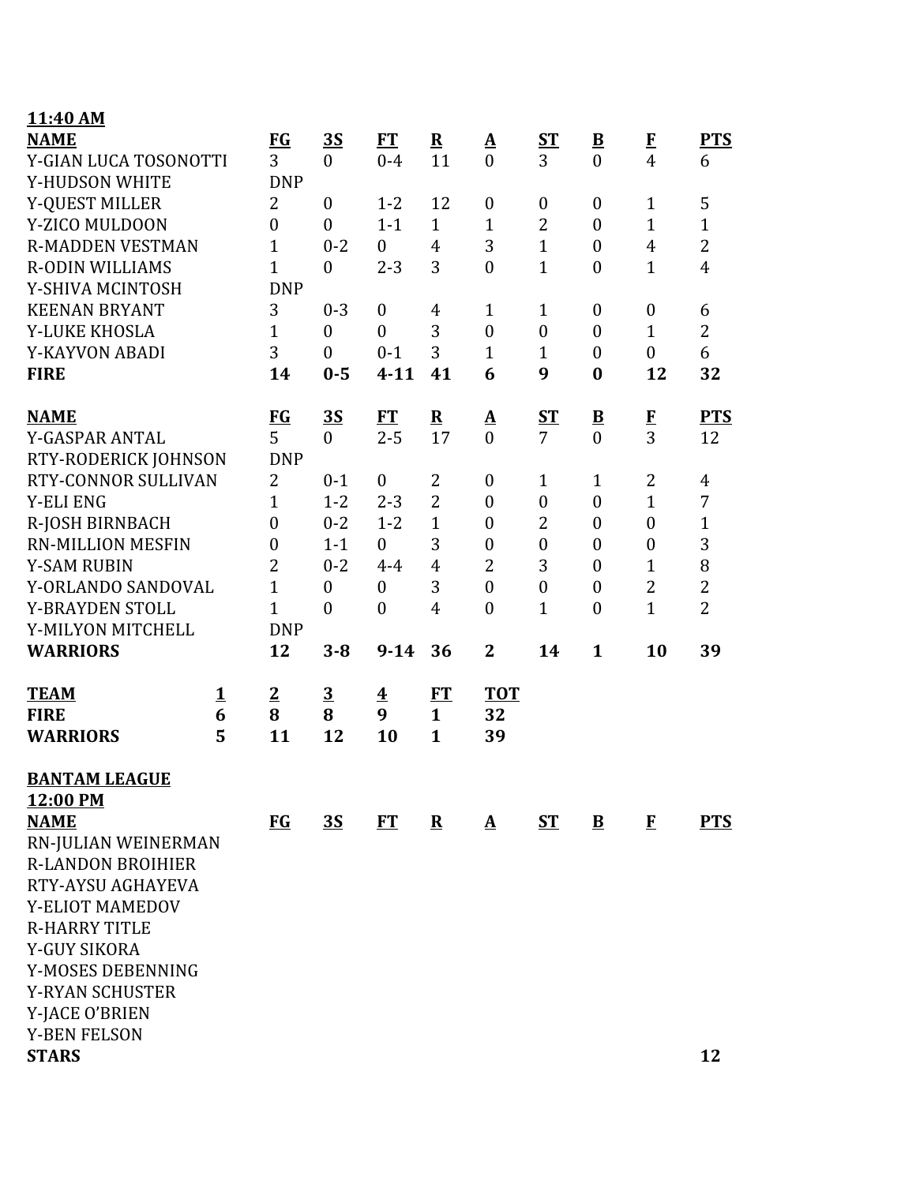**11:40 AM**

| NAME | FG | 3S | FT | R | A | ST | B | F | PTS |
|---|---|---|---|---|---|---|---|---|---|
| Y-GIAN LUCA TOSONOTTI | 3 | 0 | 0-4 | 11 | 0 | 3 | 0 | 4 | 6 |
| Y-HUDSON WHITE | DNP | | | | | | | | |
| Y-QUEST MILLER | 2 | 0 | 1-2 | 12 | 0 | 0 | 0 | 1 | 5 |
| Y-ZICO MULDOON | 0 | 0 | 1-1 | 1 | 1 | 2 | 0 | 1 | 1 |
| R-MADDEN VESTMAN | 1 | 0-2 | 0 | 4 | 3 | 1 | 0 | 4 | 2 |
| R-ODIN WILLIAMS | 1 | 0 | 2-3 | 3 | 0 | 1 | 0 | 1 | 4 |
| Y-SHIVA MCINTOSH | DNP | | | | | | | | |
| KEENAN BRYANT | 3 | 0-3 | 0 | 4 | 1 | 1 | 0 | 0 | 6 |
| Y-LUKE KHOSLA | 1 | 0 | 0 | 3 | 0 | 0 | 0 | 1 | 2 |
| Y-KAYVON ABADI | 3 | 0 | 0-1 | 3 | 1 | 1 | 0 | 0 | 6 |
| **FIRE** | **14** | **0-5** | **4-11** | **41** | **6** | **9** | **0** | **12** | **32** |

| NAME | FG | 3S | FT | R | A | ST | B | F | PTS |
|---|---|---|---|---|---|---|---|---|---|
| Y-GASPAR ANTAL | 5 | 0 | 2-5 | 17 | 0 | 7 | 0 | 3 | 12 |
| RTY-RODERICK JOHNSON | DNP | | | | | | | | |
| RTY-CONNOR SULLIVAN | 2 | 0-1 | 0 | 2 | 0 | 1 | 1 | 2 | 4 |
| Y-ELI ENG | 1 | 1-2 | 2-3 | 2 | 0 | 0 | 0 | 1 | 7 |
| R-JOSH BIRNBACH | 0 | 0-2 | 1-2 | 1 | 0 | 2 | 0 | 0 | 1 |
| RN-MILLION MESFIN | 0 | 1-1 | 0 | 3 | 0 | 0 | 0 | 0 | 3 |
| Y-SAM RUBIN | 2 | 0-2 | 4-4 | 4 | 2 | 3 | 0 | 1 | 8 |
| Y-ORLANDO SANDOVAL | 1 | 0 | 0 | 3 | 0 | 0 | 0 | 2 | 2 |
| Y-BRAYDEN STOLL | 1 | 0 | 0 | 4 | 0 | 1 | 0 | 1 | 2 |
| Y-MILYON MITCHELL | DNP | | | | | | | | |
| **WARRIORS** | **12** | **3-8** | **9-14** | **36** | **2** | **14** | **1** | **10** | **39** |

| TEAM | 1 | 2 | 3 | 4 | FT | TOT |
|---|---|---|---|---|---|---|
| **FIRE** | **6** | **8** | **8** | **9** | **1** | **32** |
| **WARRIORS** | **5** | **11** | **12** | **10** | **1** | **39** |

**BANTAM LEAGUE**

**12:00 PM**

| NAME | FG | 3S | FT | R | A | ST | B | F | PTS |
|---|---|---|---|---|---|---|---|---|---|
| RN-JULIAN WEINERMAN | | | | | | | | | |
| R-LANDON BROIHIER | | | | | | | | | |
| RTY-AYSU AGHAYEVA | | | | | | | | | |
| Y-ELIOT MAMEDOV | | | | | | | | | |
| R-HARRY TITLE | | | | | | | | | |
| Y-GUY SIKORA | | | | | | | | | |
| Y-MOSES DEBENNING | | | | | | | | | |
| Y-RYAN SCHUSTER | | | | | | | | | |
| Y-JACE O'BRIEN | | | | | | | | | |
| Y-BEN FELSON | | | | | | | | | |
| **STARS** | | | | | | | | | **12** |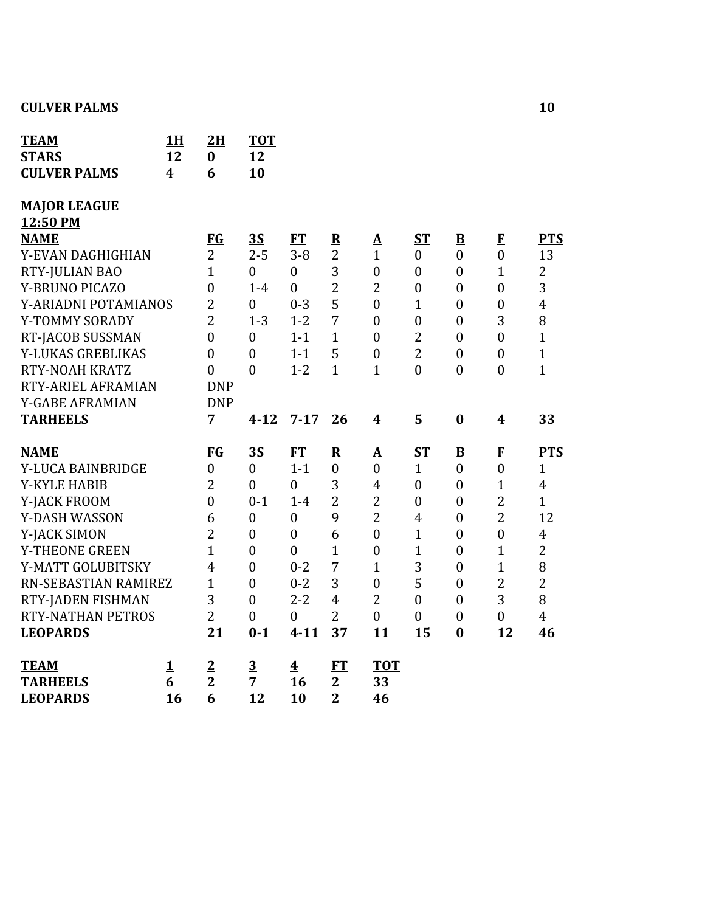**CULVER PALMS** **10**

| TEAM | 1H | 2H | TOT |
|---|---|---|---|
| **STARS** | **12** | **0** | **12** |
| **CULVER PALMS** | **4** | **6** | **10** |

**MAJOR LEAGUE**
**12:50 PM**

| NAME | FG | 3S | FT | R | A | ST | B | F | PTS |
|---|---|---|---|---|---|---|---|---|---|
| Y-EVAN DAGHIGHIAN | 2 | 2-5 | 3-8 | 2 | 1 | 0 | 0 | 0 | 13 |
| RTY-JULIAN BAO | 1 | 0 | 0 | 3 | 0 | 0 | 0 | 1 | 2 |
| Y-BRUNO PICAZO | 0 | 1-4 | 0 | 2 | 2 | 0 | 0 | 0 | 3 |
| Y-ARIADNI POTAMIANOS | 2 | 0 | 0-3 | 5 | 0 | 1 | 0 | 0 | 4 |
| Y-TOMMY SORADY | 2 | 1-3 | 1-2 | 7 | 0 | 0 | 0 | 3 | 8 |
| RT-JACOB SUSSMAN | 0 | 0 | 1-1 | 1 | 0 | 2 | 0 | 0 | 1 |
| Y-LUKAS GREBLIKAS | 0 | 0 | 1-1 | 5 | 0 | 2 | 0 | 0 | 1 |
| RTY-NOAH KRATZ | 0 | 0 | 1-2 | 1 | 1 | 0 | 0 | 0 | 1 |
| RTY-ARIEL AFRAMIAN | DNP | | | | | | | | |
| Y-GABE AFRAMIAN | DNP | | | | | | | | |
| **TARHEELS** | **7** | **4-12** | **7-17** | **26** | **4** | **5** | **0** | **4** | **33** |

| NAME | FG | 3S | FT | R | A | ST | B | F | PTS |
|---|---|---|---|---|---|---|---|---|---|
| Y-LUCA BAINBRIDGE | 0 | 0 | 1-1 | 0 | 0 | 1 | 0 | 0 | 1 |
| Y-KYLE HABIB | 2 | 0 | 0 | 3 | 4 | 0 | 0 | 1 | 4 |
| Y-JACK FROOM | 0 | 0-1 | 1-4 | 2 | 2 | 0 | 0 | 2 | 1 |
| Y-DASH WASSON | 6 | 0 | 0 | 9 | 2 | 4 | 0 | 2 | 12 |
| Y-JACK SIMON | 2 | 0 | 0 | 6 | 0 | 1 | 0 | 0 | 4 |
| Y-THEONE GREEN | 1 | 0 | 0 | 1 | 0 | 1 | 0 | 1 | 2 |
| Y-MATT GOLUBITSKY | 4 | 0 | 0-2 | 7 | 1 | 3 | 0 | 1 | 8 |
| RN-SEBASTIAN RAMIREZ | 1 | 0 | 0-2 | 3 | 0 | 5 | 0 | 2 | 2 |
| RTY-JADEN FISHMAN | 3 | 0 | 2-2 | 4 | 2 | 0 | 0 | 3 | 8 |
| RTY-NATHAN PETROS | 2 | 0 | 0 | 2 | 0 | 0 | 0 | 0 | 4 |
| **LEOPARDS** | **21** | **0-1** | **4-11** | **37** | **11** | **15** | **0** | **12** | **46** |

| TEAM | 1 | 2 | 3 | 4 | FT | TOT |
|---|---|---|---|---|---|---|
| **TARHEELS** | **6** | **2** | **7** | **16** | **2** | **33** |
| **LEOPARDS** | **16** | **6** | **12** | **10** | **2** | **46** |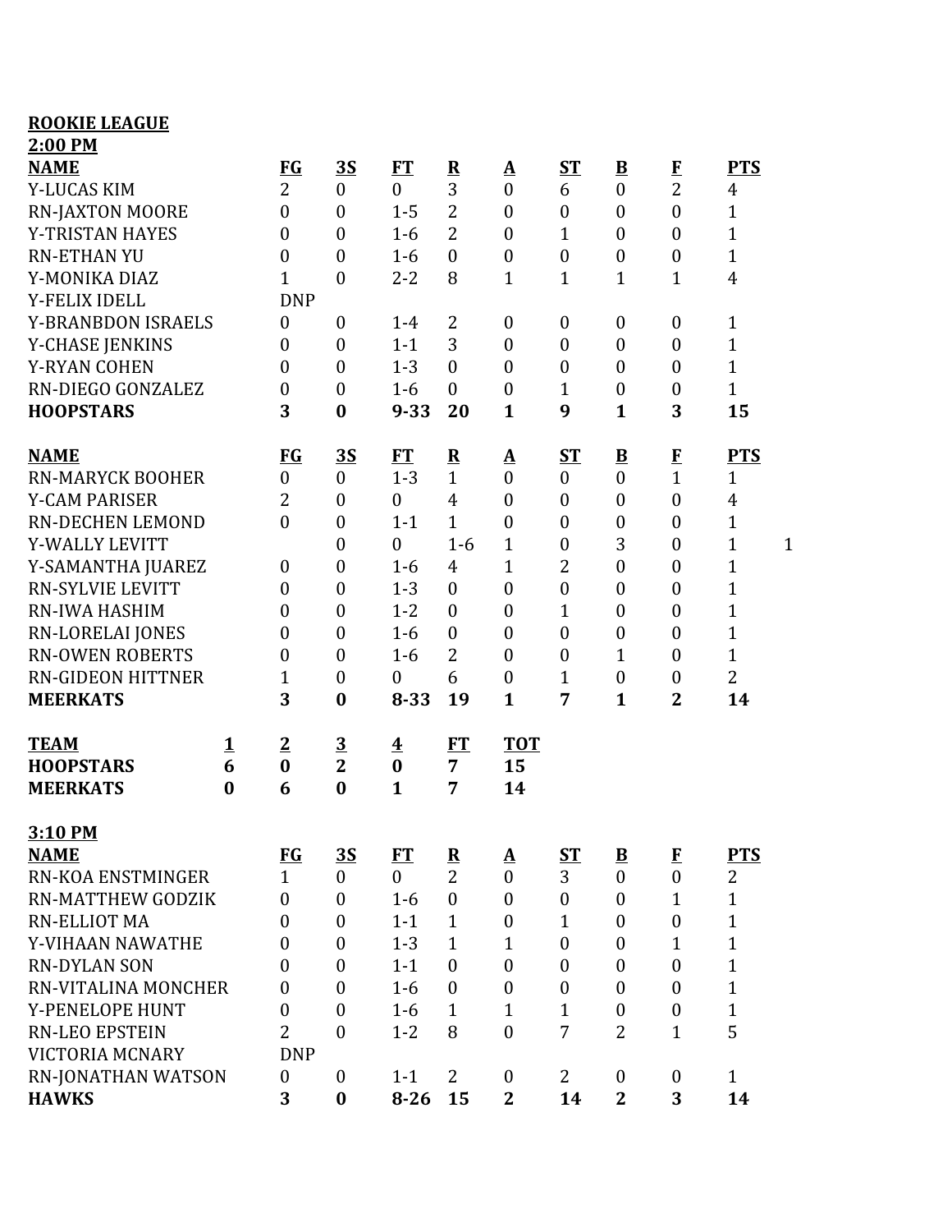**ROOKIE LEAGUE**

**2:00 PM**

| **NAME** | **FG** | **3S** | **FT** | **R** | **A** | **ST** | **B** | **F** | **PTS** | |
|---|---|---|---|---|---|---|---|---|---|---|
| Y-LUCAS KIM | 2 | 0 | 0 | 3 | 0 | 6 | 0 | 2 | 4 | |
| RN-JAXTON MOORE | 0 | 0 | 1-5 | 2 | 0 | 0 | 0 | 0 | 1 | |
| Y-TRISTAN HAYES | 0 | 0 | 1-6 | 2 | 0 | 1 | 0 | 0 | 1 | |
| RN-ETHAN YU | 0 | 0 | 1-6 | 0 | 0 | 0 | 0 | 0 | 1 | |
| Y-MONIKA DIAZ | 1 | 0 | 2-2 | 8 | 1 | 1 | 1 | 1 | 4 | |
| Y-FELIX IDELL | DNP | | | | | | | | | |
| Y-BRANBDON ISRAELS | 0 | 0 | 1-4 | 2 | 0 | 0 | 0 | 0 | 1 | |
| Y-CHASE JENKINS | 0 | 0 | 1-1 | 3 | 0 | 0 | 0 | 0 | 1 | |
| Y-RYAN COHEN | 0 | 0 | 1-3 | 0 | 0 | 0 | 0 | 0 | 1 | |
| RN-DIEGO GONZALEZ | 0 | 0 | 1-6 | 0 | 0 | 1 | 0 | 0 | 1 | |
| **HOOPSTARS** | **3** | **0** | **9-33** | **20** | **1** | **9** | **1** | **3** | **15** | |

| **NAME** | **FG** | **3S** | **FT** | **R** | **A** | **ST** | **B** | **F** | **PTS** | |
|---|---|---|---|---|---|---|---|---|---|---|
| RN-MARYCK BOOHER | 0 | 0 | 1-3 | 1 | 0 | 0 | 0 | 1 | 1 | |
| Y-CAM PARISER | 2 | 0 | 0 | 4 | 0 | 0 | 0 | 0 | 4 | |
| RN-DECHEN LEMOND | 0 | 0 | 1-1 | 1 | 0 | 0 | 0 | 0 | 1 | |
| Y-WALLY LEVITT | | 0 | 0 | 1-6 | 1 | 0 | 3 | 0 | 1 | 1 |
| Y-SAMANTHA JUAREZ | 0 | 0 | 1-6 | 4 | 1 | 2 | 0 | 0 | 1 | |
| RN-SYLVIE LEVITT | 0 | 0 | 1-3 | 0 | 0 | 0 | 0 | 0 | 1 | |
| RN-IWA HASHIM | 0 | 0 | 1-2 | 0 | 0 | 1 | 0 | 0 | 1 | |
| RN-LORELAI JONES | 0 | 0 | 1-6 | 0 | 0 | 0 | 0 | 0 | 1 | |
| RN-OWEN ROBERTS | 0 | 0 | 1-6 | 2 | 0 | 0 | 1 | 0 | 1 | |
| RN-GIDEON HITTNER | 1 | 0 | 0 | 6 | 0 | 1 | 0 | 0 | 2 | |
| **MEERKATS** | **3** | **0** | **8-33** | **19** | **1** | **7** | **1** | **2** | **14** | |

| **TEAM** | **1** | **2** | **3** | **4** | **FT** | **TOT** |
|---|---|---|---|---|---|---|
| **HOOPSTARS** | **6** | **0** | **2** | **0** | **7** | **15** |
| **MEERKATS** | **0** | **6** | **0** | **1** | **7** | **14** |

**3:10 PM**

| **NAME** | **FG** | **3S** | **FT** | **R** | **A** | **ST** | **B** | **F** | **PTS** |
|---|---|---|---|---|---|---|---|---|---|
| RN-KOA ENSTMINGER | 1 | 0 | 0 | 2 | 0 | 3 | 0 | 0 | 2 |
| RN-MATTHEW GODZIK | 0 | 0 | 1-6 | 0 | 0 | 0 | 0 | 1 | 1 |
| RN-ELLIOT MA | 0 | 0 | 1-1 | 1 | 0 | 1 | 0 | 0 | 1 |
| Y-VIHAAN NAWATHE | 0 | 0 | 1-3 | 1 | 1 | 0 | 0 | 1 | 1 |
| RN-DYLAN SON | 0 | 0 | 1-1 | 0 | 0 | 0 | 0 | 0 | 1 |
| RN-VITALINA MONCHER | 0 | 0 | 1-6 | 0 | 0 | 0 | 0 | 0 | 1 |
| Y-PENELOPE HUNT | 0 | 0 | 1-6 | 1 | 1 | 1 | 0 | 0 | 1 |
| RN-LEO EPSTEIN | 2 | 0 | 1-2 | 8 | 0 | 7 | 2 | 1 | 5 |
| VICTORIA MCNARY | DNP | | | | | | | | |
| RN-JONATHAN WATSON | 0 | 0 | 1-1 | 2 | 0 | 2 | 0 | 0 | 1 |
| **HAWKS** | **3** | **0** | **8-26** | **15** | **2** | **14** | **2** | **3** | **14** |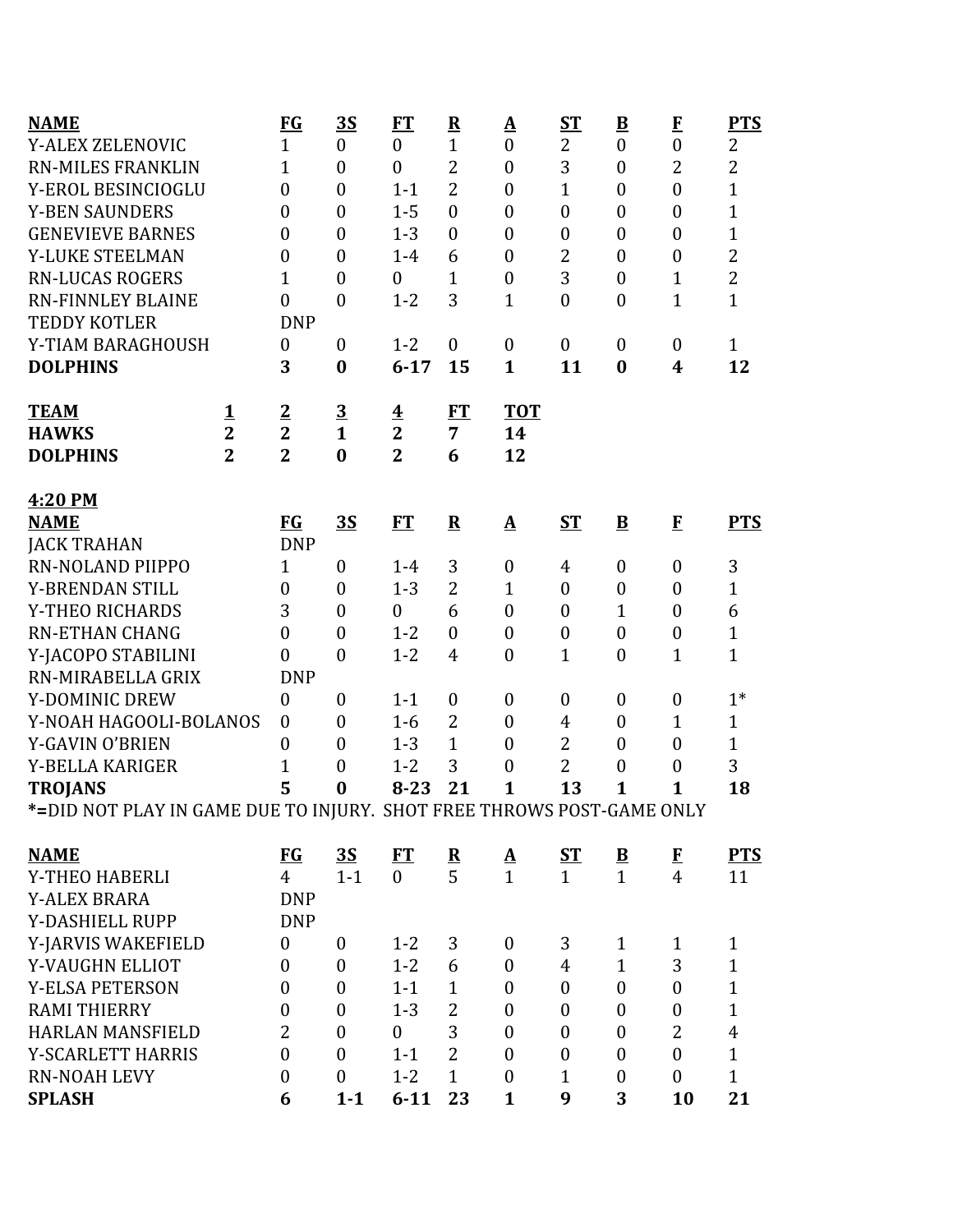| NAME | FG | 3S | FT | R | A | ST | B | F | PTS |
|---|---|---|---|---|---|---|---|---|---|
| Y-ALEX ZELENOVIC | 1 | 0 | 0 | 1 | 0 | 2 | 0 | 0 | 2 |
| RN-MILES FRANKLIN | 1 | 0 | 0 | 2 | 0 | 3 | 0 | 2 | 2 |
| Y-EROL BESINCIOGLU | 0 | 0 | 1-1 | 2 | 0 | 1 | 0 | 0 | 1 |
| Y-BEN SAUNDERS | 0 | 0 | 1-5 | 0 | 0 | 0 | 0 | 0 | 1 |
| GENEVIEVE BARNES | 0 | 0 | 1-3 | 0 | 0 | 0 | 0 | 0 | 1 |
| Y-LUKE STEELMAN | 0 | 0 | 1-4 | 6 | 0 | 2 | 0 | 0 | 2 |
| RN-LUCAS ROGERS | 1 | 0 | 0 | 1 | 0 | 3 | 0 | 1 | 2 |
| RN-FINNLEY BLAINE | 0 | 0 | 1-2 | 3 | 1 | 0 | 0 | 1 | 1 |
| TEDDY KOTLER | DNP | | | | | | | | |
| Y-TIAM BARAGHOUSH | 0 | 0 | 1-2 | 0 | 0 | 0 | 0 | 0 | 1 |
| **DOLPHINS** | **3** | **0** | **6-17** | **15** | **1** | **11** | **0** | **4** | **12** |

| TEAM | 1 | 2 | 3 | 4 | FT | TOT |
|---|---|---|---|---|---|---|
| **HAWKS** | **2** | **2** | **1** | **2** | **7** | **14** |
| **DOLPHINS** | **2** | **2** | **0** | **2** | **6** | **12** |

**4:20 PM**

| NAME | FG | 3S | FT | R | A | ST | B | F | PTS |
|---|---|---|---|---|---|---|---|---|---|
| JACK TRAHAN | DNP | | | | | | | | |
| RN-NOLAND PIIPPO | 1 | 0 | 1-4 | 3 | 0 | 4 | 0 | 0 | 3 |
| Y-BRENDAN STILL | 0 | 0 | 1-3 | 2 | 1 | 0 | 0 | 0 | 1 |
| Y-THEO RICHARDS | 3 | 0 | 0 | 6 | 0 | 0 | 1 | 0 | 6 |
| RN-ETHAN CHANG | 0 | 0 | 1-2 | 0 | 0 | 0 | 0 | 0 | 1 |
| Y-JACOPO STABILINI | 0 | 0 | 1-2 | 4 | 0 | 1 | 0 | 1 | 1 |
| RN-MIRABELLA GRIX | DNP | | | | | | | | |
| Y-DOMINIC DREW | 0 | 0 | 1-1 | 0 | 0 | 0 | 0 | 0 | 1* |
| Y-NOAH HAGOOLI-BOLANOS | 0 | 0 | 1-6 | 2 | 0 | 4 | 0 | 1 | 1 |
| Y-GAVIN O'BRIEN | 0 | 0 | 1-3 | 1 | 0 | 2 | 0 | 0 | 1 |
| Y-BELLA KARIGER | 1 | 0 | 1-2 | 3 | 0 | 2 | 0 | 0 | 3 |
| **TROJANS** | **5** | **0** | **8-23** | **21** | **1** | **13** | **1** | **1** | **18** |

***=**DID NOT PLAY IN GAME DUE TO INJURY. SHOT FREE THROWS POST-GAME ONLY

| NAME | FG | 3S | FT | R | A | ST | B | F | PTS |
|---|---|---|---|---|---|---|---|---|---|
| Y-THEO HABERLI | 4 | 1-1 | 0 | 5 | 1 | 1 | 1 | 4 | 11 |
| Y-ALEX BRARA | DNP | | | | | | | | |
| Y-DASHIELL RUPP | DNP | | | | | | | | |
| Y-JARVIS WAKEFIELD | 0 | 0 | 1-2 | 3 | 0 | 3 | 1 | 1 | 1 |
| Y-VAUGHN ELLIOT | 0 | 0 | 1-2 | 6 | 0 | 4 | 1 | 3 | 1 |
| Y-ELSA PETERSON | 0 | 0 | 1-1 | 1 | 0 | 0 | 0 | 0 | 1 |
| RAMI THIERRY | 0 | 0 | 1-3 | 2 | 0 | 0 | 0 | 0 | 1 |
| HARLAN MANSFIELD | 2 | 0 | 0 | 3 | 0 | 0 | 0 | 2 | 4 |
| Y-SCARLETT HARRIS | 0 | 0 | 1-1 | 2 | 0 | 0 | 0 | 0 | 1 |
| RN-NOAH LEVY | 0 | 0 | 1-2 | 1 | 0 | 1 | 0 | 0 | 1 |
| **SPLASH** | **6** | **1-1** | **6-11** | **23** | **1** | **9** | **3** | **10** | **21** |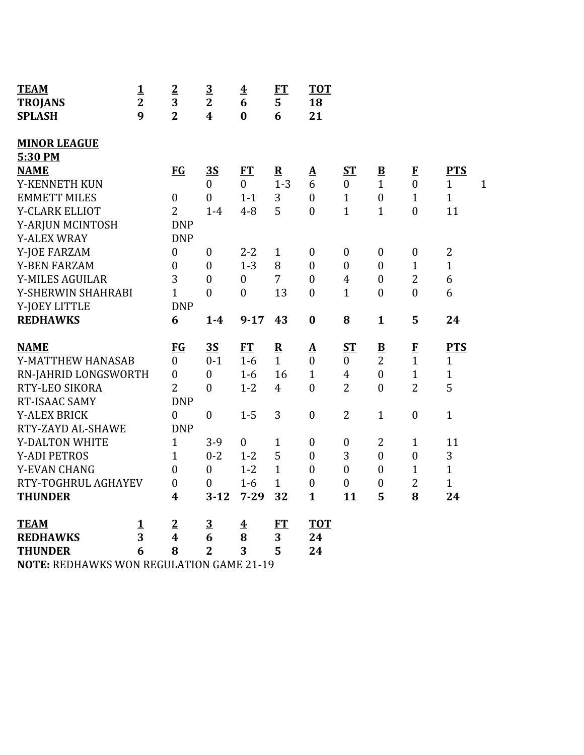| **TEAM** | **1** | **2** | **3** | **4** | **FT** | **TOT** |
|---|---|---|---|---|---|---|
| **TROJANS** | **2** | **3** | **2** | **6** | **5** | **18** |
| **SPLASH** | **9** | **2** | **4** | **0** | **6** | **21** |

**MINOR LEAGUE**
**5:30 PM**

| **NAME** | **FG** | **3S** | **FT** | **R** | **A** | **ST** | **B** | **F** | **PTS** | |
|---|---|---|---|---|---|---|---|---|---|---|
| Y-KENNETH KUN | | 0 | 0 | 1-3 | 6 | 0 | 1 | 0 | 1 | 1 |
| EMMETT MILES | 0 | 0 | 1-1 | 3 | 0 | 1 | 0 | 1 | 1 | |
| Y-CLARK ELLIOT | 2 | 1-4 | 4-8 | 5 | 0 | 1 | 1 | 0 | 11 | |
| Y-ARJUN MCINTOSH | DNP | | | | | | | | | |
| Y-ALEX WRAY | DNP | | | | | | | | | |
| Y-JOE FARZAM | 0 | 0 | 2-2 | 1 | 0 | 0 | 0 | 0 | 2 | |
| Y-BEN FARZAM | 0 | 0 | 1-3 | 8 | 0 | 0 | 0 | 1 | 1 | |
| Y-MILES AGUILAR | 3 | 0 | 0 | 7 | 0 | 4 | 0 | 2 | 6 | |
| Y-SHERWIN SHAHRABI | 1 | 0 | 0 | 13 | 0 | 1 | 0 | 0 | 6 | |
| Y-JOEY LITTLE | DNP | | | | | | | | | |
| **REDHAWKS** | **6** | **1-4** | **9-17** | **43** | **0** | **8** | **1** | **5** | **24** | |

| **NAME** | **FG** | **3S** | **FT** | **R** | **A** | **ST** | **B** | **F** | **PTS** |
|---|---|---|---|---|---|---|---|---|---|
| Y-MATTHEW HANASAB | 0 | 0-1 | 1-6 | 1 | 0 | 0 | 2 | 1 | 1 |
| RN-JAHRID LONGSWORTH | 0 | 0 | 1-6 | 16 | 1 | 4 | 0 | 1 | 1 |
| RTY-LEO SIKORA | 2 | 0 | 1-2 | 4 | 0 | 2 | 0 | 2 | 5 |
| RT-ISAAC SAMY | DNP | | | | | | | | |
| Y-ALEX BRICK | 0 | 0 | 1-5 | 3 | 0 | 2 | 1 | 0 | 1 |
| RTY-ZAYD AL-SHAWE | DNP | | | | | | | | |
| Y-DALTON WHITE | 1 | 3-9 | 0 | 1 | 0 | 0 | 2 | 1 | 11 |
| Y-ADI PETROS | 1 | 0-2 | 1-2 | 5 | 0 | 3 | 0 | 0 | 3 |
| Y-EVAN CHANG | 0 | 0 | 1-2 | 1 | 0 | 0 | 0 | 1 | 1 |
| RTY-TOGHRUL AGHAYEV | 0 | 0 | 1-6 | 1 | 0 | 0 | 0 | 2 | 1 |
| **THUNDER** | **4** | **3-12** | **7-29** | **32** | **1** | **11** | **5** | **8** | **24** |

| **TEAM** | **1** | **2** | **3** | **4** | **FT** | **TOT** |
|---|---|---|---|---|---|---|
| **REDHAWKS** | **3** | **4** | **6** | **8** | **3** | **24** |
| **THUNDER** | **6** | **8** | **2** | **3** | **5** | **24** |

**NOTE:** REDHAWKS WON REGULATION GAME 21-19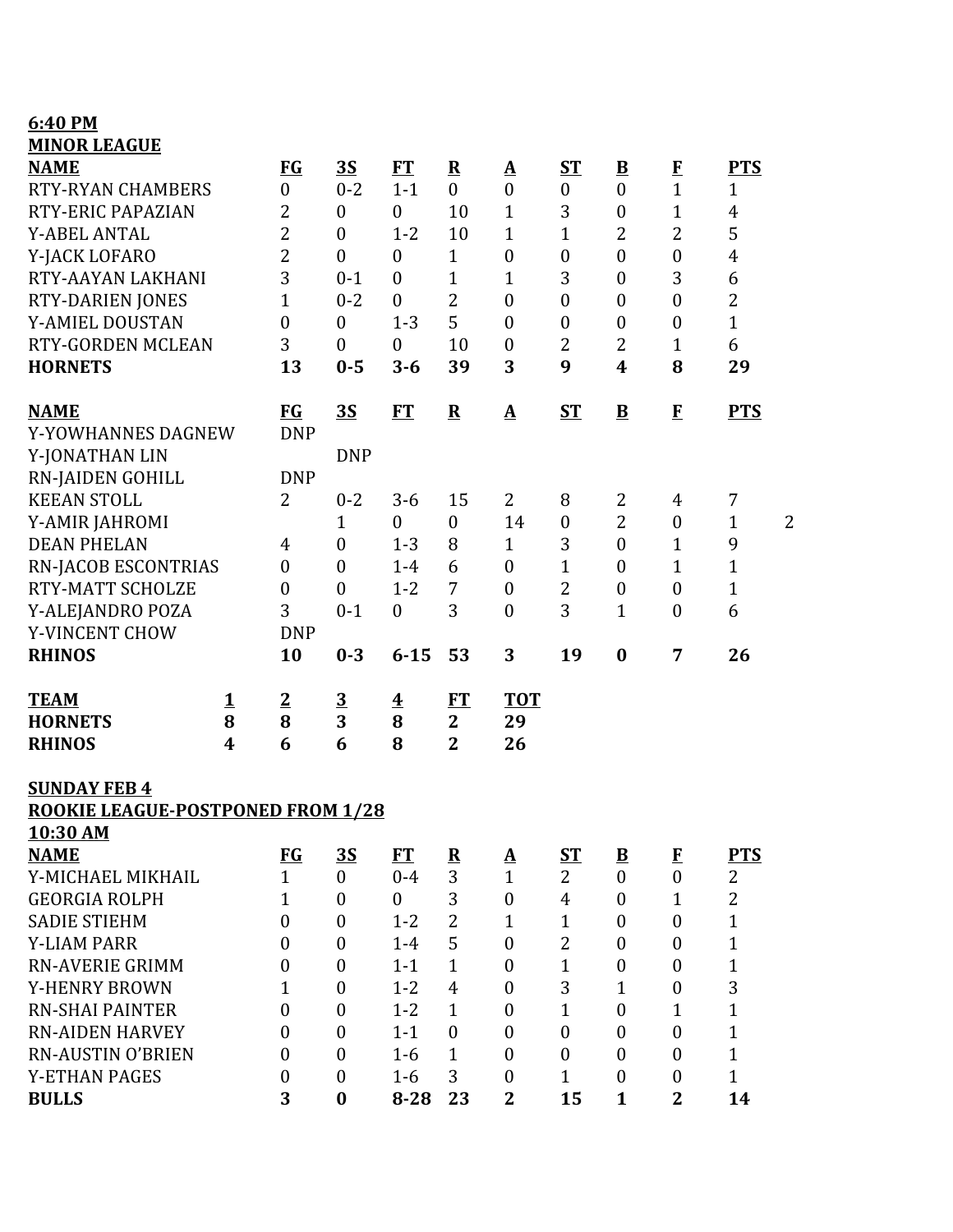**6:40 PM**

**MINOR LEAGUE**

| NAME | FG | 3S | FT | R | A | ST | B | F | PTS |
|---|---|---|---|---|---|---|---|---|---|
| RTY-RYAN CHAMBERS | 0 | 0-2 | 1-1 | 0 | 0 | 0 | 0 | 1 | 1 |
| RTY-ERIC PAPAZIAN | 2 | 0 | 0 | 10 | 1 | 3 | 0 | 1 | 4 |
| Y-ABEL ANTAL | 2 | 0 | 1-2 | 10 | 1 | 1 | 2 | 2 | 5 |
| Y-JACK LOFARO | 2 | 0 | 0 | 1 | 0 | 0 | 0 | 0 | 4 |
| RTY-AAYAN LAKHANI | 3 | 0-1 | 0 | 1 | 1 | 3 | 0 | 3 | 6 |
| RTY-DARIEN JONES | 1 | 0-2 | 0 | 2 | 0 | 0 | 0 | 0 | 2 |
| Y-AMIEL DOUSTAN | 0 | 0 | 1-3 | 5 | 0 | 0 | 0 | 0 | 1 |
| RTY-GORDEN MCLEAN | 3 | 0 | 0 | 10 | 0 | 2 | 2 | 1 | 6 |
| **HORNETS** | **13** | **0-5** | **3-6** | **39** | **3** | **9** | **4** | **8** | **29** |

| NAME | FG | 3S | FT | R | A | ST | B | F | PTS | |
|---|---|---|---|---|---|---|---|---|---|---|
| Y-YOWHANNES DAGNEW | DNP | | | | | | | | | |
| Y-JONATHAN LIN | | DNP | | | | | | | | |
| RN-JAIDEN GOHILL | DNP | | | | | | | | | |
| KEEAN STOLL | 2 | 0-2 | 3-6 | 15 | 2 | 8 | 2 | 4 | 7 | |
| Y-AMIR JAHROMI | | 1 | 0 | 0 | 14 | 0 | 2 | 0 | 1 | 2 |
| DEAN PHELAN | 4 | 0 | 1-3 | 8 | 1 | 3 | 0 | 1 | 9 | |
| RN-JACOB ESCONTRIAS | 0 | 0 | 1-4 | 6 | 0 | 1 | 0 | 1 | 1 | |
| RTY-MATT SCHOLZE | 0 | 0 | 1-2 | 7 | 0 | 2 | 0 | 0 | 1 | |
| Y-ALEJANDRO POZA | 3 | 0-1 | 0 | 3 | 0 | 3 | 1 | 0 | 6 | |
| Y-VINCENT CHOW | DNP | | | | | | | | | |
| **RHINOS** | **10** | **0-3** | **6-15** | **53** | **3** | **19** | **0** | **7** | **26** | |

| TEAM | 1 | 2 | 3 | 4 | FT | TOT |
|---|---|---|---|---|---|---|
| **HORNETS** | **8** | **8** | **3** | **8** | **2** | **29** |
| **RHINOS** | **4** | **6** | **6** | **8** | **2** | **26** |

**SUNDAY FEB 4**

**ROOKIE LEAGUE-POSTPONED FROM 1/28**

**10:30 AM**

| NAME | FG | 3S | FT | R | A | ST | B | F | PTS |
|---|---|---|---|---|---|---|---|---|---|
| Y-MICHAEL MIKHAIL | 1 | 0 | 0-4 | 3 | 1 | 2 | 0 | 0 | 2 |
| GEORGIA ROLPH | 1 | 0 | 0 | 3 | 0 | 4 | 0 | 1 | 2 |
| SADIE STIEHM | 0 | 0 | 1-2 | 2 | 1 | 1 | 0 | 0 | 1 |
| Y-LIAM PARR | 0 | 0 | 1-4 | 5 | 0 | 2 | 0 | 0 | 1 |
| RN-AVERIE GRIMM | 0 | 0 | 1-1 | 1 | 0 | 1 | 0 | 0 | 1 |
| Y-HENRY BROWN | 1 | 0 | 1-2 | 4 | 0 | 3 | 1 | 0 | 3 |
| RN-SHAI PAINTER | 0 | 0 | 1-2 | 1 | 0 | 1 | 0 | 1 | 1 |
| RN-AIDEN HARVEY | 0 | 0 | 1-1 | 0 | 0 | 0 | 0 | 0 | 1 |
| RN-AUSTIN O'BRIEN | 0 | 0 | 1-6 | 1 | 0 | 0 | 0 | 0 | 1 |
| Y-ETHAN PAGES | 0 | 0 | 1-6 | 3 | 0 | 1 | 0 | 0 | 1 |
| **BULLS** | **3** | **0** | **8-28** | **23** | **2** | **15** | **1** | **2** | **14** |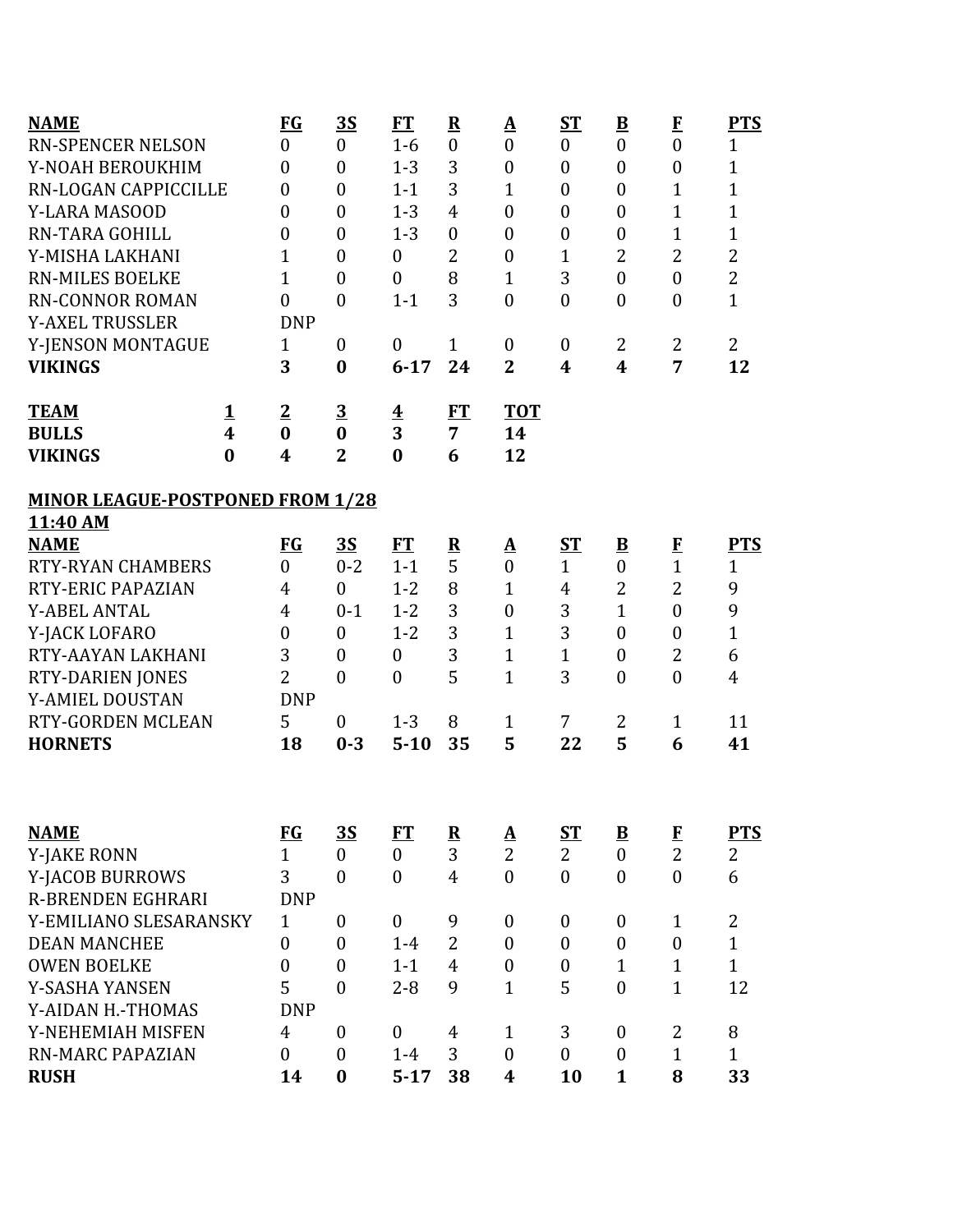| NAME | FG | 3S | FT | R | A | ST | B | F | PTS |
|---|---|---|---|---|---|---|---|---|---|
| RN-SPENCER NELSON | 0 | 0 | 1-6 | 0 | 0 | 0 | 0 | 0 | 1 |
| Y-NOAH BEROUKHIM | 0 | 0 | 1-3 | 3 | 0 | 0 | 0 | 0 | 1 |
| RN-LOGAN CAPPICCILLE | 0 | 0 | 1-1 | 3 | 1 | 0 | 0 | 1 | 1 |
| Y-LARA MASOOD | 0 | 0 | 1-3 | 4 | 0 | 0 | 0 | 1 | 1 |
| RN-TARA GOHILL | 0 | 0 | 1-3 | 0 | 0 | 0 | 0 | 1 | 1 |
| Y-MISHA LAKHANI | 1 | 0 | 0 | 2 | 0 | 1 | 2 | 2 | 2 |
| RN-MILES BOELKE | 1 | 0 | 0 | 8 | 1 | 3 | 0 | 0 | 2 |
| RN-CONNOR ROMAN | 0 | 0 | 1-1 | 3 | 0 | 0 | 0 | 0 | 1 |
| Y-AXEL TRUSSLER | DNP | | | | | | | | |
| Y-JENSON MONTAGUE | 1 | 0 | 0 | 1 | 0 | 0 | 2 | 2 | 2 |
| **VIKINGS** | **3** | **0** | **6-17** | **24** | **2** | **4** | **4** | **7** | **12** |

| TEAM | 1 | 2 | 3 | 4 | FT | TOT |
|---|---|---|---|---|---|---|
| **BULLS** | **4** | **0** | **0** | **3** | **7** | **14** |
| **VIKINGS** | **0** | **4** | **2** | **0** | **6** | **12** |

**MINOR LEAGUE-POSTPONED FROM 1/28**
**11:40 AM**

| NAME | FG | 3S | FT | R | A | ST | B | F | PTS |
|---|---|---|---|---|---|---|---|---|---|
| RTY-RYAN CHAMBERS | 0 | 0-2 | 1-1 | 5 | 0 | 1 | 0 | 1 | 1 |
| RTY-ERIC PAPAZIAN | 4 | 0 | 1-2 | 8 | 1 | 4 | 2 | 2 | 9 |
| Y-ABEL ANTAL | 4 | 0-1 | 1-2 | 3 | 0 | 3 | 1 | 0 | 9 |
| Y-JACK LOFARO | 0 | 0 | 1-2 | 3 | 1 | 3 | 0 | 0 | 1 |
| RTY-AAYAN LAKHANI | 3 | 0 | 0 | 3 | 1 | 1 | 0 | 2 | 6 |
| RTY-DARIEN JONES | 2 | 0 | 0 | 5 | 1 | 3 | 0 | 0 | 4 |
| Y-AMIEL DOUSTAN | DNP | | | | | | | | |
| RTY-GORDEN MCLEAN | 5 | 0 | 1-3 | 8 | 1 | 7 | 2 | 1 | 11 |
| **HORNETS** | **18** | **0-3** | **5-10** | **35** | **5** | **22** | **5** | **6** | **41** |

| NAME | FG | 3S | FT | R | A | ST | B | F | PTS |
|---|---|---|---|---|---|---|---|---|---|
| Y-JAKE RONN | 1 | 0 | 0 | 3 | 2 | 2 | 0 | 2 | 2 |
| Y-JACOB BURROWS | 3 | 0 | 0 | 4 | 0 | 0 | 0 | 0 | 6 |
| R-BRENDEN EGHRARI | DNP | | | | | | | | |
| Y-EMILIANO SLESARANSKY | 1 | 0 | 0 | 9 | 0 | 0 | 0 | 1 | 2 |
| DEAN MANCHEE | 0 | 0 | 1-4 | 2 | 0 | 0 | 0 | 0 | 1 |
| OWEN BOELKE | 0 | 0 | 1-1 | 4 | 0 | 0 | 1 | 1 | 1 |
| Y-SASHA YANSEN | 5 | 0 | 2-8 | 9 | 1 | 5 | 0 | 1 | 12 |
| Y-AIDAN H.-THOMAS | DNP | | | | | | | | |
| Y-NEHEMIAH MISFEN | 4 | 0 | 0 | 4 | 1 | 3 | 0 | 2 | 8 |
| RN-MARC PAPAZIAN | 0 | 0 | 1-4 | 3 | 0 | 0 | 0 | 1 | 1 |
| **RUSH** | **14** | **0** | **5-17** | **38** | **4** | **10** | **1** | **8** | **33** |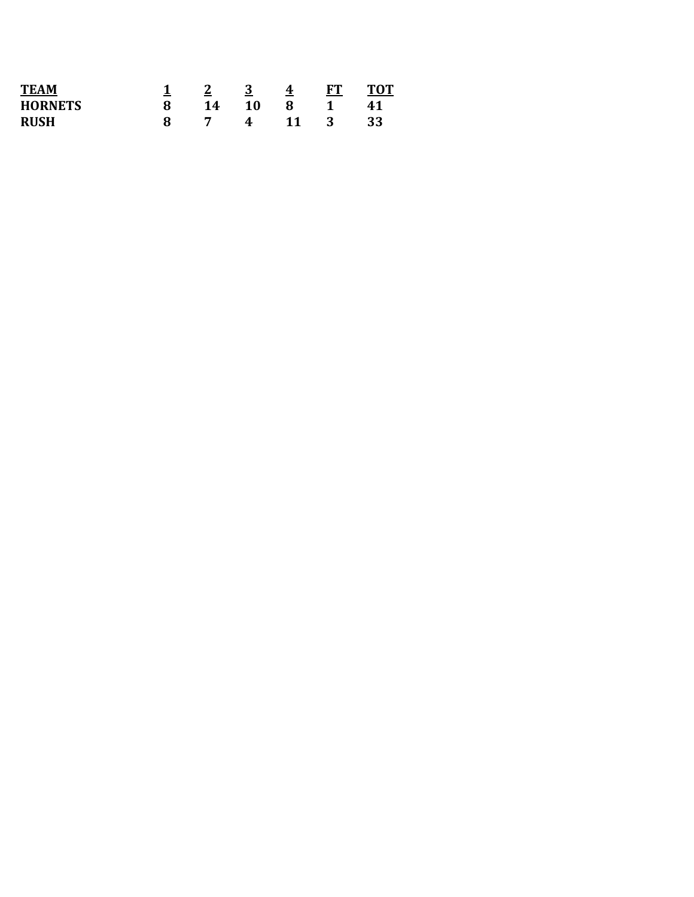| TEAM | 1 | 2 | 3 | 4 | FT | TOT |
|---|---|---|---|---|---|---|
| HORNETS | 8 | 14 | 10 | 8 | 1 | 41 |
| RUSH | 8 | 7 | 4 | 11 | 3 | 33 |